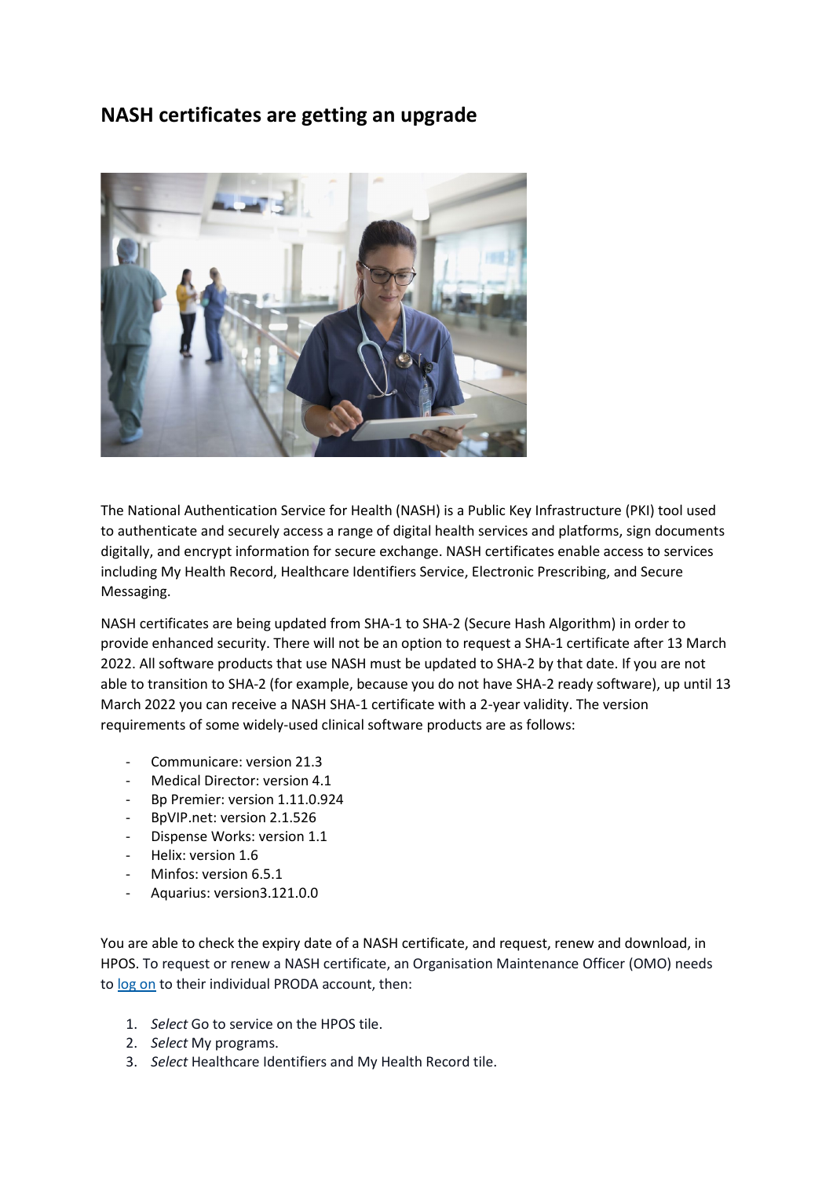# NASH certificates are getting an upgrade

The National Authentication Service for Health (NASH) is a Public Key Infrastructure (PKI) tool used to authenticate and securely access a range of digital health services and platforms, sign documents digitally, and encrypt information for secure exchange. NASH certificates enable access to services including My Health Record, Healthcare Identifiers Service, Electronic Prescribing, and Secure Messaging.

NASH certificates are being updated from SHA-1 to SHA-2 (Secure Hash Algorithm) in order to provide enhanced security. There will not be an option to request a SHA-1 certificate after 13 March 2022. All software products that use NASH must be updated to SHA-2 by that date. If you are not able to transition to SHA-2 (for example, because you do not have SHA-2 ready software), up until 13 March 2022 you can receive a NASH SHA-1 certificate with a 2-year validity. The version requirements of some widely-used clinical software products are as follows:

- Communicare: version 21.3
- Medical Director: version 4.1
- Bp Premier: version 1.11.0.924
- BpVIP.net: version 2.1.526
- Dispense Works: version 1.1
- Helix: version 1.6
- Minfos: version 6.5.1
- Aquarius: version3.121.0.0

You are able to check the expiry date of a NASH certificate, and request, renew and download, in HPOS. To request or renew a NASH certificate, an Organisation Maintenance Officer (OMO) needs to log on to their individual PRODA account, then:

1. *Select* Go to service on the HPOS tile.
2. *Select* My programs.
3. *Select* Healthcare Identifiers and My Health Record tile.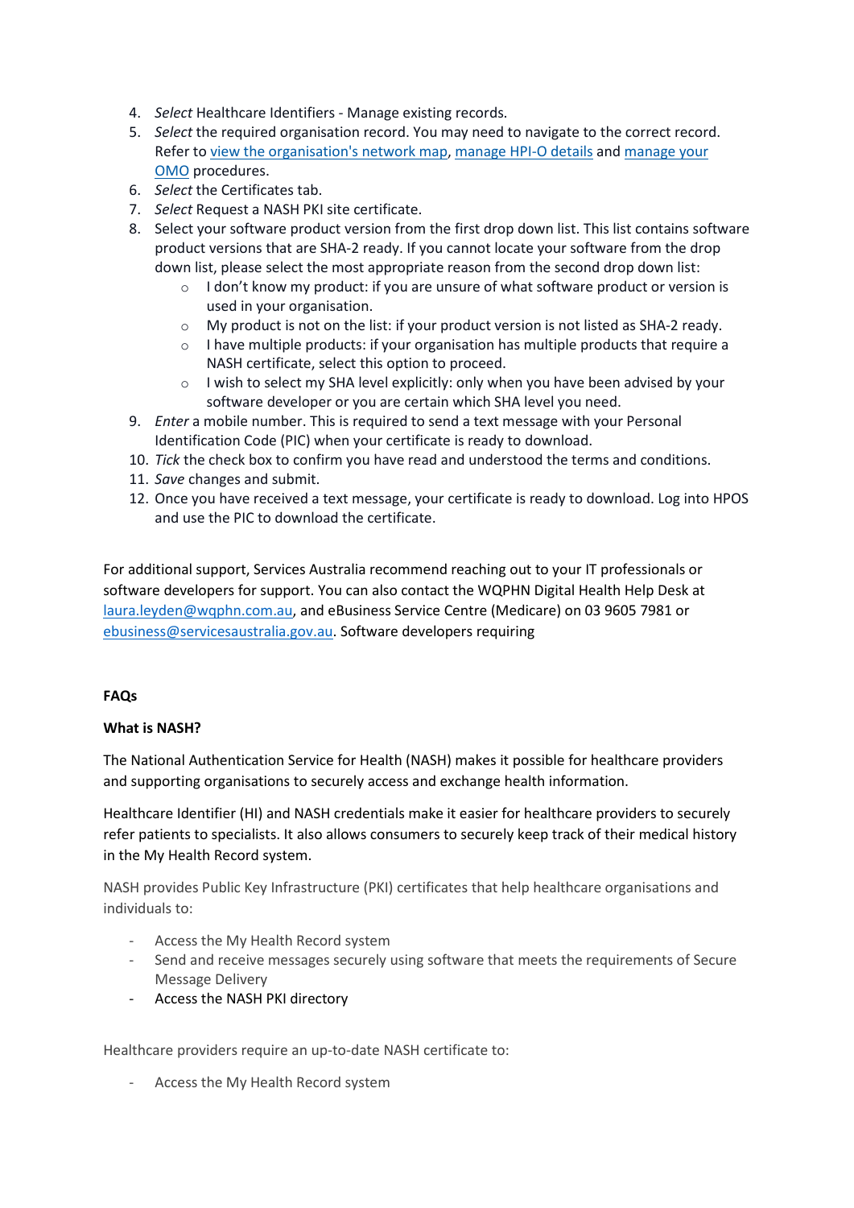4. *Select* Healthcare Identifiers - Manage existing records.
5. *Select* the required organisation record. You may need to navigate to the correct record. Refer to [view the organisation's network map](), [manage HPI-O details]() and [manage your OMO]() procedures.
6. *Select* the Certificates tab.
7. *Select* Request a NASH PKI site certificate.
8. Select your software product version from the first drop down list. This list contains software product versions that are SHA-2 ready. If you cannot locate your software from the drop down list, please select the most appropriate reason from the second drop down list:
   - I don't know my product: if you are unsure of what software product or version is used in your organisation.
   - My product is not on the list: if your product version is not listed as SHA-2 ready.
   - I have multiple products: if your organisation has multiple products that require a NASH certificate, select this option to proceed.
   - I wish to select my SHA level explicitly: only when you have been advised by your software developer or you are certain which SHA level you need.
9. *Enter* a mobile number. This is required to send a text message with your Personal Identification Code (PIC) when your certificate is ready to download.
10. *Tick* the check box to confirm you have read and understood the terms and conditions.
11. *Save* changes and submit.
12. Once you have received a text message, your certificate is ready to download. Log into HPOS and use the PIC to download the certificate.

For additional support, Services Australia recommend reaching out to your IT professionals or software developers for support. You can also contact the WQPHN Digital Health Help Desk at laura.leyden@wqphn.com.au, and eBusiness Service Centre (Medicare) on 03 9605 7981 or ebusiness@servicesaustralia.gov.au. Software developers requiring

**FAQs**

**What is NASH?**

The National Authentication Service for Health (NASH) makes it possible for healthcare providers and supporting organisations to securely access and exchange health information.

Healthcare Identifier (HI) and NASH credentials make it easier for healthcare providers to securely refer patients to specialists. It also allows consumers to securely keep track of their medical history in the My Health Record system.

NASH provides Public Key Infrastructure (PKI) certificates that help healthcare organisations and individuals to:

- Access the My Health Record system
- Send and receive messages securely using software that meets the requirements of Secure Message Delivery
- Access the NASH PKI directory

Healthcare providers require an up-to-date NASH certificate to:

- Access the My Health Record system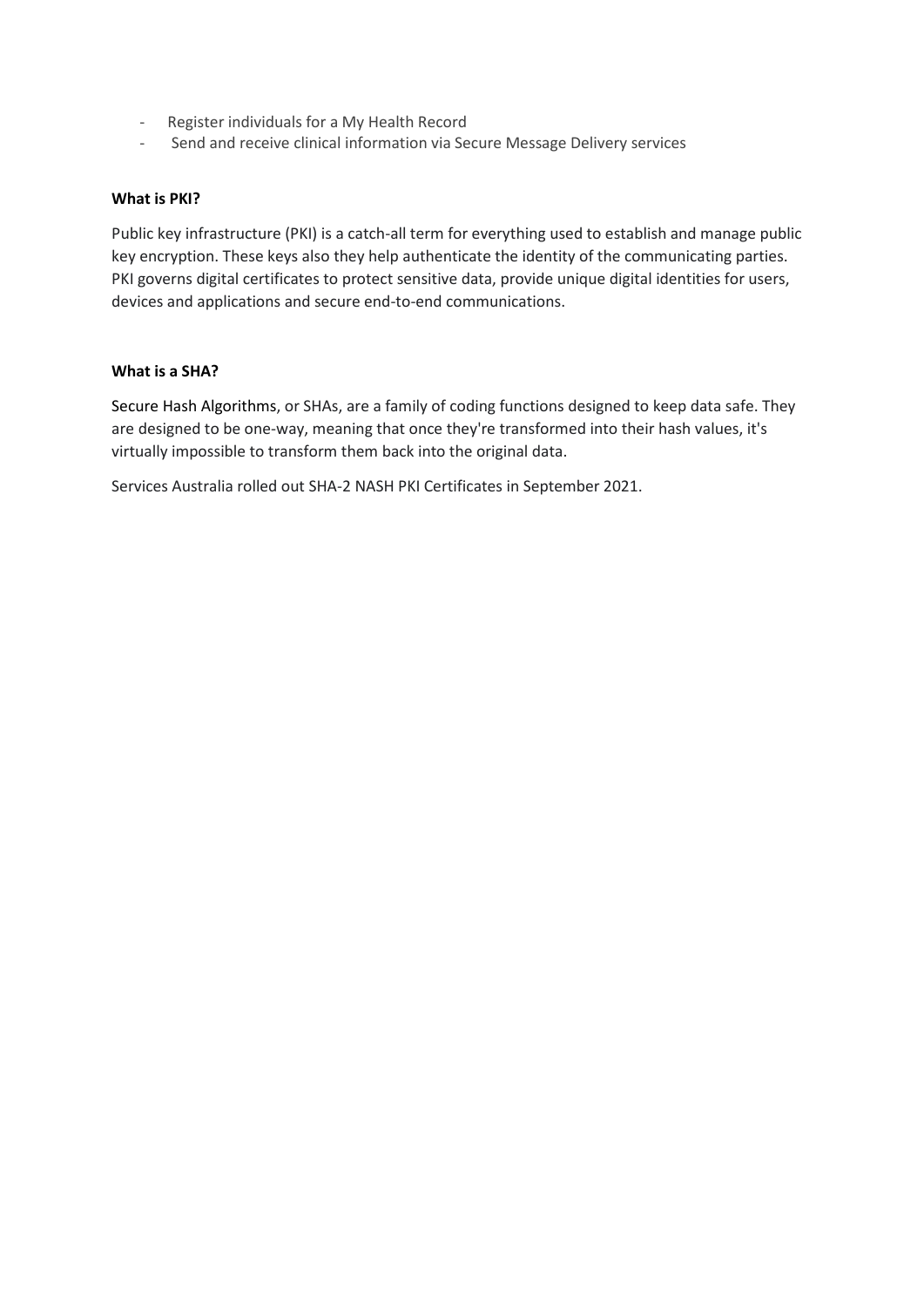- Register individuals for a My Health Record
- Send and receive clinical information via Secure Message Delivery services

**What is PKI?**

Public key infrastructure (PKI) is a catch-all term for everything used to establish and manage public key encryption. These keys also they help authenticate the identity of the communicating parties. PKI governs digital certificates to protect sensitive data, provide unique digital identities for users, devices and applications and secure end-to-end communications.

**What is a SHA?**

Secure Hash Algorithms, or SHAs, are a family of coding functions designed to keep data safe. They are designed to be one-way, meaning that once they're transformed into their hash values, it's virtually impossible to transform them back into the original data.

Services Australia rolled out SHA-2 NASH PKI Certificates in September 2021.